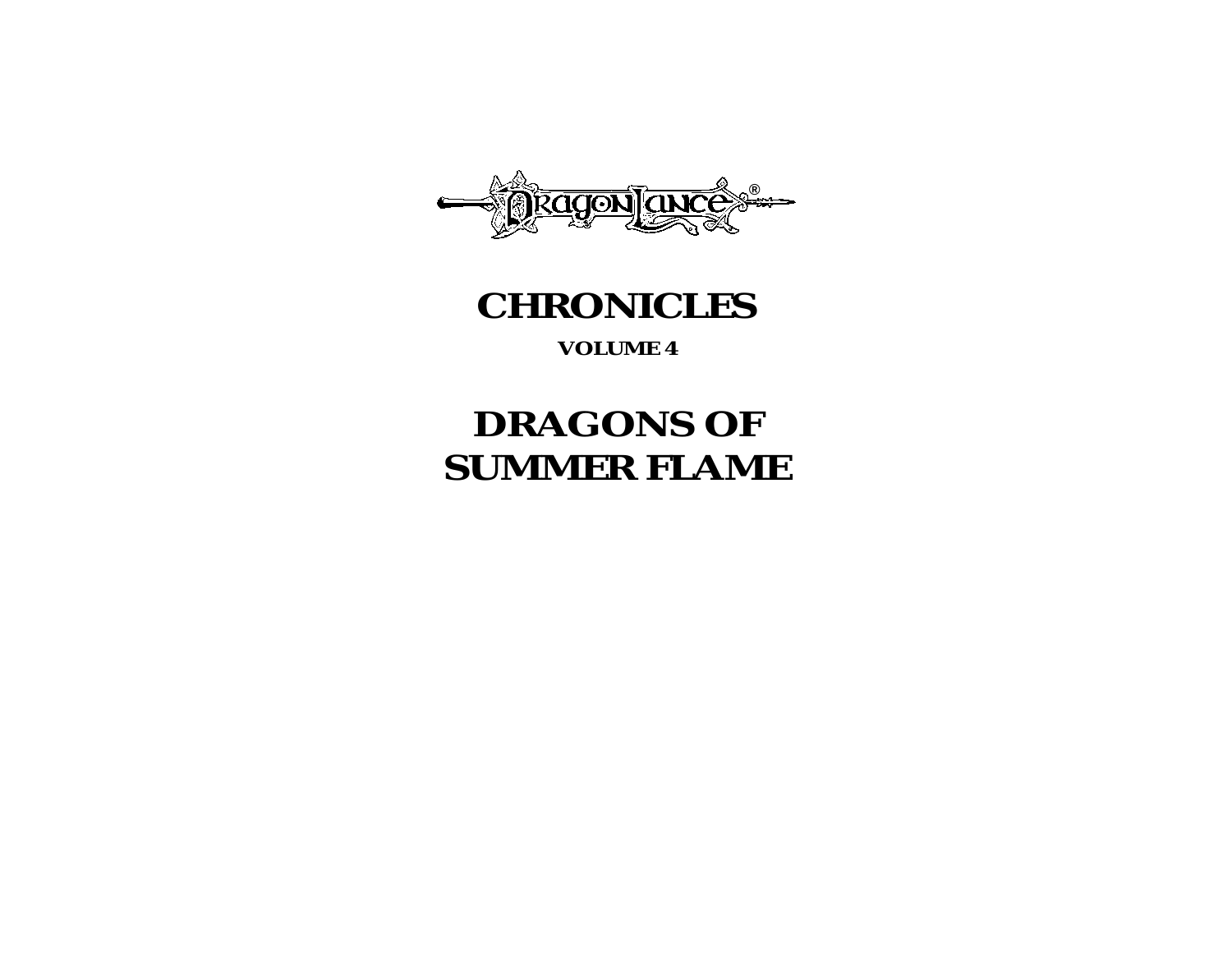DRAGONLANCE®

# CHRONICLES

**VOLUME 4**

# DRAGONS OF SUMMER FLAME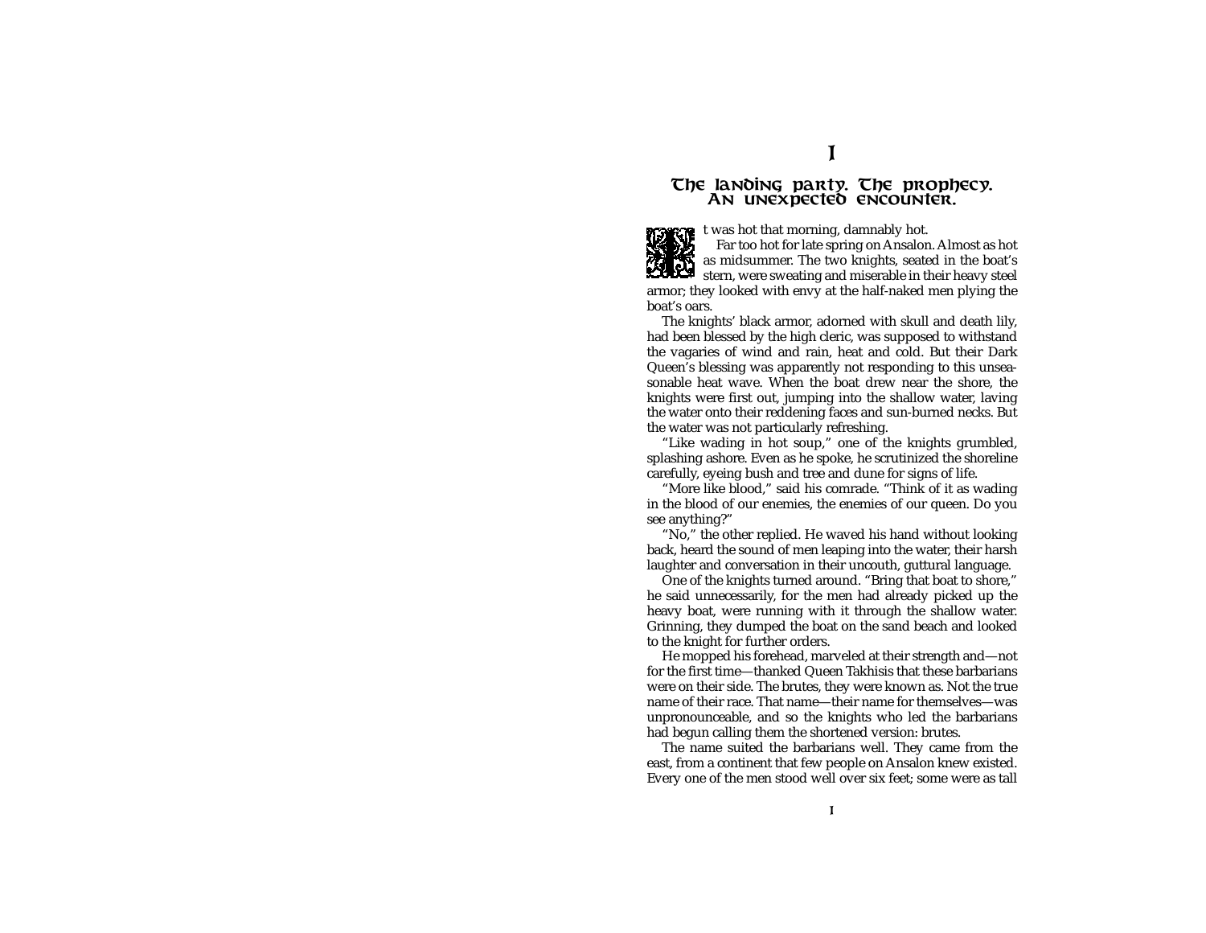# 1

## The landing party. The prophecy. An unexpected encounter.

It was hot that morning, damnably hot.

Far too hot for late spring on Ansalon. Almost as hot as midsummer. The two knights, seated in the boat's stern, were sweating and miserable in their heavy steel armor; they looked with envy at the half-naked men plying the boat's oars.

The knights' black armor, adorned with skull and death lily, had been blessed by the high cleric, was supposed to withstand the vagaries of wind and rain, heat and cold. But their Dark Queen's blessing was apparently not responding to this unseasonable heat wave. When the boat drew near the shore, the knights were first out, jumping into the shallow water, laving the water onto their reddening faces and sun-burned necks. But the water was not particularly refreshing.

"Like wading in hot soup," one of the knights grumbled, splashing ashore. Even as he spoke, he scrutinized the shoreline carefully, eyeing bush and tree and dune for signs of life.

"More like blood," said his comrade. "Think of it as wading in the blood of our enemies, the enemies of our queen. Do you see anything?"

"No," the other replied. He waved his hand without looking back, heard the sound of men leaping into the water, their harsh laughter and conversation in their uncouth, guttural language.

One of the knights turned around. "Bring that boat to shore," he said unnecessarily, for the men had already picked up the heavy boat, were running with it through the shallow water. Grinning, they dumped the boat on the sand beach and looked to the knight for further orders.

He mopped his forehead, marveled at their strength and—not for the first time—thanked Queen Takhisis that these barbarians were on their side. The brutes, they were known as. Not the true name of their race. That name—their name for themselves—was unpronounceable, and so the knights who led the barbarians had begun calling them the shortened version: brutes.

The name suited the barbarians well. They came from the east, from a continent that few people on Ansalon knew existed. Every one of the men stood well over six feet; some were as tall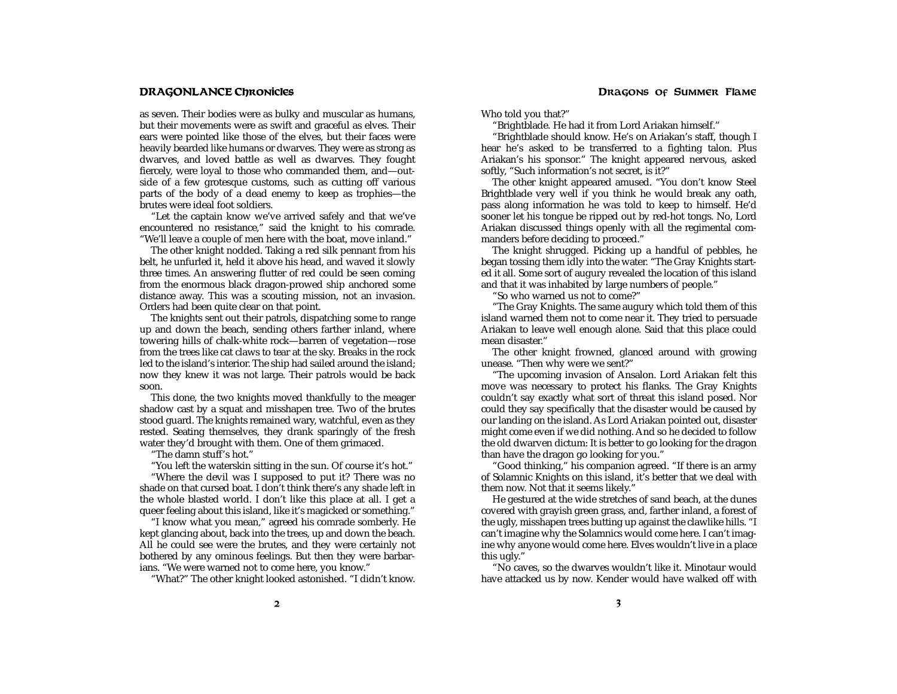as seven. Their bodies were as bulky and muscular as humans, but their movements were as swift and graceful as elves. Their ears were pointed like those of the elves, but their faces were heavily bearded like humans or dwarves. They were as strong as dwarves, and loved battle as well as dwarves. They fought fiercely, were loyal to those who commanded them, and—outside of a few grotesque customs, such as cutting off various parts of the body of a dead enemy to keep as trophies—the brutes were ideal foot soldiers.

"Let the captain know we've arrived safely and that we've encountered no resistance," said the knight to his comrade. "We'll leave a couple of men here with the boat, move inland."

The other knight nodded. Taking a red silk pennant from his belt, he unfurled it, held it above his head, and waved it slowly three times. An answering flutter of red could be seen coming from the enormous black dragon-prowed ship anchored some distance away. This was a scouting mission, not an invasion. Orders had been quite clear on that point.

The knights sent out their patrols, dispatching some to range up and down the beach, sending others farther inland, where towering hills of chalk-white rock—barren of vegetation—rose from the trees like cat claws to tear at the sky. Breaks in the rock led to the island's interior. The ship had sailed around the island; now they knew it was not large. Their patrols would be back soon.

This done, the two knights moved thankfully to the meager shadow cast by a squat and misshapen tree. Two of the brutes stood guard. The knights remained wary, watchful, even as they rested. Seating themselves, they drank sparingly of the fresh water they'd brought with them. One of them grimaced.

"The damn stuff's hot."

"You left the waterskin sitting in the sun. Of course it's hot."

"Where the devil was I supposed to put it? There was no shade on that cursed boat. I don't think there's any shade left in the whole blasted world. I don't like this place at all. I get a queer feeling about this island, like it's magicked or something."

"I know what you mean," agreed his comrade somberly. He kept glancing about, back into the trees, up and down the beach. All he could see were the brutes, and they were certainly not bothered by any ominous feelings. But then they were barbarians. "We were warned not to come here, you know."

"What?" The other knight looked astonished. "I didn't know. Who told you that?"

"Brightblade. He had it from Lord Ariakan himself."

"Brightblade should know. He's on Ariakan's staff, though I hear he's asked to be transferred to a fighting talon. Plus Ariakan's his sponsor." The knight appeared nervous, asked softly, "Such information's not secret, is it?"

The other knight appeared amused. "You don't know Steel Brightblade very well if you think he would break any oath, pass along information he was told to keep to himself. He'd sooner let his tongue be ripped out by red-hot tongs. No, Lord Ariakan discussed things openly with all the regimental commanders before deciding to proceed."

The knight shrugged. Picking up a handful of pebbles, he began tossing them idly into the water. "The Gray Knights started it all. Some sort of augury revealed the location of this island and that it was inhabited by large numbers of people."

"So who warned us not to come?"

"The Gray Knights. The same augury which told them of this island warned them not to come near it. They tried to persuade Ariakan to leave well enough alone. Said that this place could mean disaster."

The other knight frowned, glanced around with growing unease. "Then why were we sent?"

"The upcoming invasion of Ansalon. Lord Ariakan felt this move was necessary to protect his flanks. The Gray Knights couldn't say exactly what sort of threat this island posed. Nor could they say specifically that the disaster would be caused by our landing on the island. As Lord Ariakan pointed out, disaster might come even if we did nothing. And so he decided to follow the old dwarven dictum: It is better to go looking for the dragon than have the dragon go looking for you."

"Good thinking," his companion agreed. "If there is an army of Solamnic Knights on this island, it's better that we deal with them now. Not that it seems likely."

He gestured at the wide stretches of sand beach, at the dunes covered with grayish green grass, and, farther inland, a forest of the ugly, misshapen trees butting up against the clawlike hills. "I can't imagine why the Solamnics would come here. I can't imagine why anyone would come here. Elves wouldn't live in a place this ugly."

"No caves, so the dwarves wouldn't like it. Minotaur would have attacked us by now. Kender would have walked off with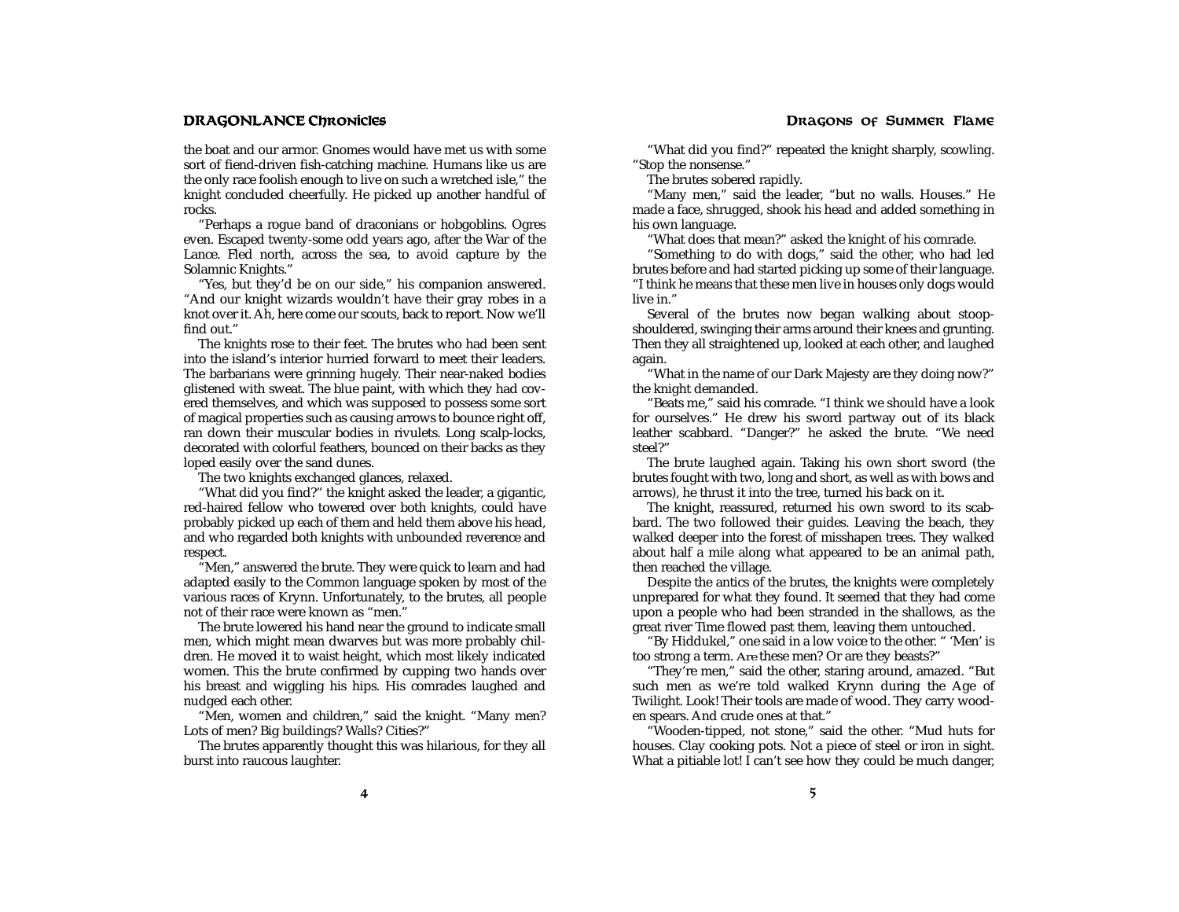the boat and our armor. Gnomes would have met us with some sort of fiend-driven fish-catching machine. Humans like us are the only race foolish enough to live on such a wretched isle," the knight concluded cheerfully. He picked up another handful of rocks.

"Perhaps a rogue band of draconians or hobgoblins. Ogres even. Escaped twenty-some odd years ago, after the War of the Lance. Fled north, across the sea, to avoid capture by the Solamnic Knights."

"Yes, but they'd be on our side," his companion answered. "And our knight wizards wouldn't have their gray robes in a knot over it. Ah, here come our scouts, back to report. Now we'll find out."

The knights rose to their feet. The brutes who had been sent into the island's interior hurried forward to meet their leaders. The barbarians were grinning hugely. Their near-naked bodies glistened with sweat. The blue paint, with which they had covered themselves, and which was supposed to possess some sort of magical properties such as causing arrows to bounce right off, ran down their muscular bodies in rivulets. Long scalp-locks, decorated with colorful feathers, bounced on their backs as they loped easily over the sand dunes.

The two knights exchanged glances, relaxed.

"What did you find?" the knight asked the leader, a gigantic, red-haired fellow who towered over both knights, could have probably picked up each of them and held them above his head, and who regarded both knights with unbounded reverence and respect.

"Men," answered the brute. They were quick to learn and had adapted easily to the Common language spoken by most of the various races of Krynn. Unfortunately, to the brutes, all people not of their race were known as "men."

The brute lowered his hand near the ground to indicate small men, which might mean dwarves but was more probably children. He moved it to waist height, which most likely indicated women. This the brute confirmed by cupping two hands over his breast and wiggling his hips. His comrades laughed and nudged each other.

"Men, women and children," said the knight. "Many men? Lots of men? Big buildings? Walls? Cities?"

The brutes apparently thought this was hilarious, for they all burst into raucous laughter.

"What did you find?" repeated the knight sharply, scowling. "Stop the nonsense."

The brutes sobered rapidly.

"Many men," said the leader, "but no walls. Houses." He made a face, shrugged, shook his head and added something in his own language.

"What does that mean?" asked the knight of his comrade.

"Something to do with dogs," said the other, who had led brutes before and had started picking up some of their language. "I think he means that these men live in houses only dogs would live in."

Several of the brutes now began walking about stoop-shouldered, swinging their arms around their knees and grunting. Then they all straightened up, looked at each other, and laughed again.

"What in the name of our Dark Majesty are they doing now?" the knight demanded.

"Beats me," said his comrade. "I think we should have a look for ourselves." He drew his sword partway out of its black leather scabbard. "Danger?" he asked the brute. "We need steel?"

The brute laughed again. Taking his own short sword (the brutes fought with two, long and short, as well as with bows and arrows), he thrust it into the tree, turned his back on it.

The knight, reassured, returned his own sword to its scabbard. The two followed their guides. Leaving the beach, they walked deeper into the forest of misshapen trees. They walked about half a mile along what appeared to be an animal path, then reached the village.

Despite the antics of the brutes, the knights were completely unprepared for what they found. It seemed that they had come upon a people who had been stranded in the shallows, as the great river Time flowed past them, leaving them untouched.

"By Hiddukel," one said in a low voice to the other. " 'Men' is too strong a term. *Are* these men? Or are they beasts?"

"They're men," said the other, staring around, amazed. "But such men as we're told walked Krynn during the Age of Twilight. Look! Their tools are made of wood. They carry wooden spears. And crude ones at that."

"Wooden-tipped, not stone," said the other. "Mud huts for houses. Clay cooking pots. Not a piece of steel or iron in sight. What a pitiable lot! I can't see how they could be much danger,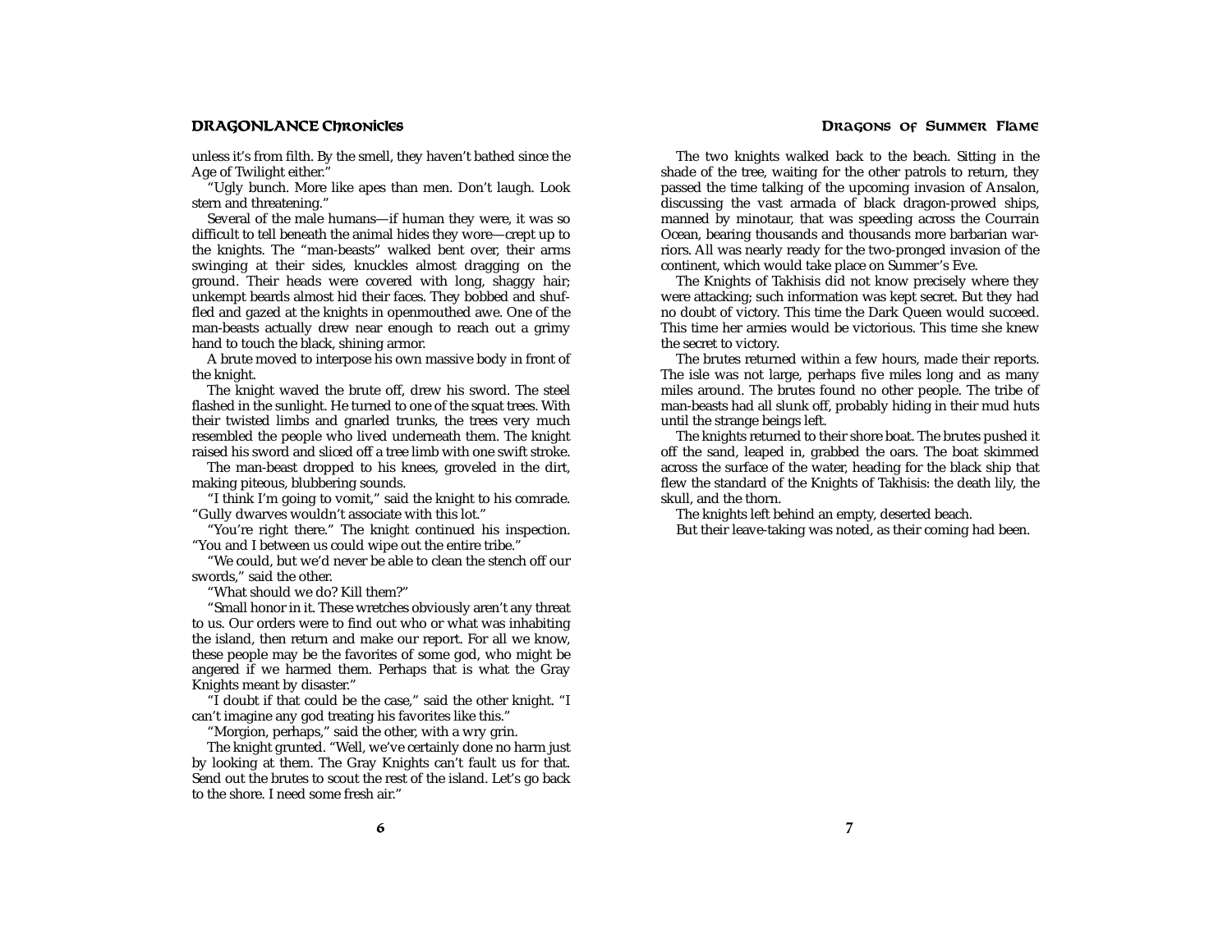unless it's from filth. By the smell, they haven't bathed since the Age of Twilight either."

"Ugly bunch. More like apes than men. Don't laugh. Look stern and threatening."

Several of the male humans—if human they were, it was so difficult to tell beneath the animal hides they wore—crept up to the knights. The "man-beasts" walked bent over, their arms swinging at their sides, knuckles almost dragging on the ground. Their heads were covered with long, shaggy hair; unkempt beards almost hid their faces. They bobbed and shuffled and gazed at the knights in openmouthed awe. One of the man-beasts actually drew near enough to reach out a grimy hand to touch the black, shining armor.

A brute moved to interpose his own massive body in front of the knight.

The knight waved the brute off, drew his sword. The steel flashed in the sunlight. He turned to one of the squat trees. With their twisted limbs and gnarled trunks, the trees very much resembled the people who lived underneath them. The knight raised his sword and sliced off a tree limb with one swift stroke.

The man-beast dropped to his knees, groveled in the dirt, making piteous, blubbering sounds.

"I think I'm going to vomit," said the knight to his comrade. "Gully dwarves wouldn't associate with this lot."

"You're right there." The knight continued his inspection. "You and I between us could wipe out the entire tribe."

"We could, but we'd never be able to clean the stench off our swords," said the other.

"What should we do? Kill them?"

"Small honor in it. These wretches obviously aren't any threat to us. Our orders were to find out who or what was inhabiting the island, then return and make our report. For all we know, these people may be the favorites of some god, who might be angered if we harmed them. Perhaps that is what the Gray Knights meant by disaster."

"I doubt if that could be the case," said the other knight. "I can't imagine any god treating his favorites like this."

"Morgion, perhaps," said the other, with a wry grin.

The knight grunted. "Well, we've certainly done no harm just by looking at them. The Gray Knights can't fault us for that. Send out the brutes to scout the rest of the island. Let's go back to the shore. I need some fresh air."

The two knights walked back to the beach. Sitting in the shade of the tree, waiting for the other patrols to return, they passed the time talking of the upcoming invasion of Ansalon, discussing the vast armada of black dragon-prowed ships, manned by minotaur, that was speeding across the Courrain Ocean, bearing thousands and thousands more barbarian warriors. All was nearly ready for the two-pronged invasion of the continent, which would take place on Summer's Eve.

The Knights of Takhisis did not know precisely where they were attacking; such information was kept secret. But they had no doubt of victory. This time the Dark Queen would succeed. This time her armies would be victorious. This time she knew the secret to victory.

The brutes returned within a few hours, made their reports. The isle was not large, perhaps five miles long and as many miles around. The brutes found no other people. The tribe of man-beasts had all slunk off, probably hiding in their mud huts until the strange beings left.

The knights returned to their shore boat. The brutes pushed it off the sand, leaped in, grabbed the oars. The boat skimmed across the surface of the water, heading for the black ship that flew the standard of the Knights of Takhisis: the death lily, the skull, and the thorn.

The knights left behind an empty, deserted beach.

But their leave-taking was noted, as their coming had been.